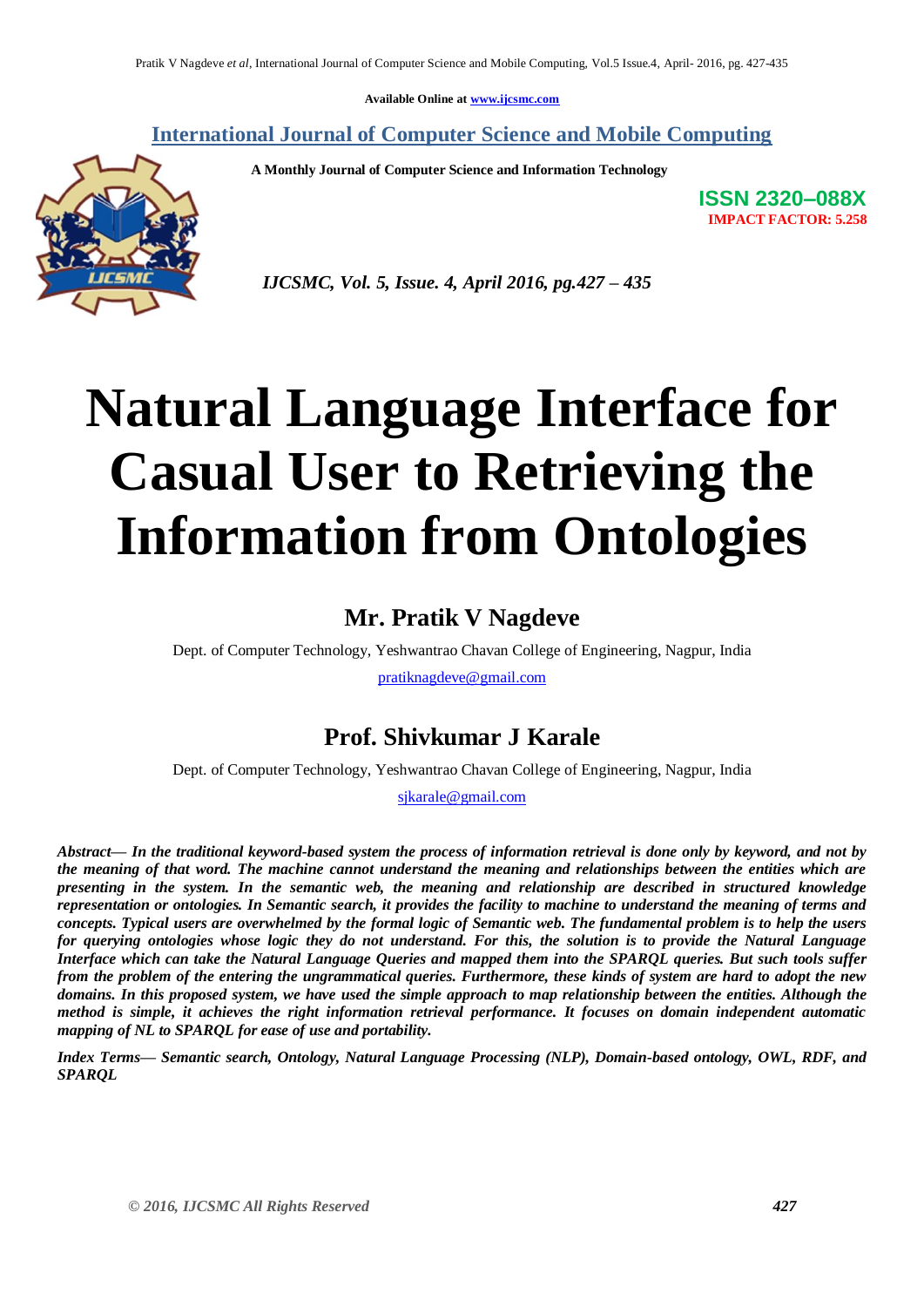Available Online at www.ijcsmc.com

## International Journal of Computer Science and Mobile Computing

**A Monthly Journal of Computer Science and Information Technology**

**ISSN 2320–088X**
**IMPACT FACTOR: 5.258**

*IJCSMC, Vol. 5, Issue. 4, April 2016, pg.427 – 435*

# Natural Language Interface for Casual User to Retrieving the Information from Ontologies

## Mr. Pratik V Nagdeve

Dept. of Computer Technology, Yeshwantrao Chavan College of Engineering, Nagpur, India

pratiknagdeve@gmail.com

## Prof. Shivkumar J Karale

Dept. of Computer Technology, Yeshwantrao Chavan College of Engineering, Nagpur, India

sjkarale@gmail.com

***Abstract— In the traditional keyword-based system the process of information retrieval is done only by keyword, and not by the meaning of that word. The machine cannot understand the meaning and relationships between the entities which are presenting in the system. In the semantic web, the meaning and relationship are described in structured knowledge representation or ontologies. In Semantic search, it provides the facility to machine to understand the meaning of terms and concepts. Typical users are overwhelmed by the formal logic of Semantic web. The fundamental problem is to help the users for querying ontologies whose logic they do not understand. For this, the solution is to provide the Natural Language Interface which can take the Natural Language Queries and mapped them into the SPARQL queries. But such tools suffer from the problem of the entering the ungrammatical queries. Furthermore, these kinds of system are hard to adopt the new domains. In this proposed system, we have used the simple approach to map relationship between the entities. Although the method is simple, it achieves the right information retrieval performance. It focuses on domain independent automatic mapping of NL to SPARQL for ease of use and portability.***

***Index Terms— Semantic search, Ontology, Natural Language Processing (NLP), Domain-based ontology, OWL, RDF, and SPARQL***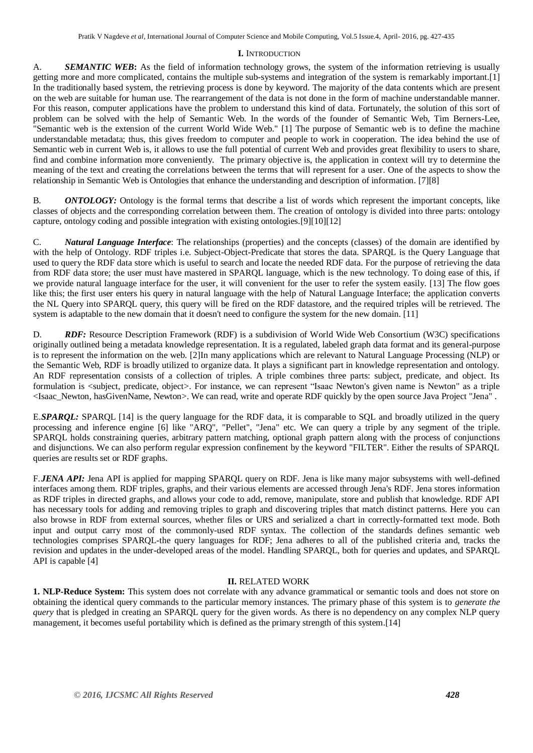## I. INTRODUCTION

A. ***SEMANTIC WEB*:** As the field of information technology grows, the system of the information retrieving is usually getting more and more complicated, contains the multiple sub-systems and integration of the system is remarkably important.[1] In the traditionally based system, the retrieving process is done by keyword. The majority of the data contents which are present on the web are suitable for human use. The rearrangement of the data is not done in the form of machine understandable manner. For this reason, computer applications have the problem to understand this kind of data. Fortunately, the solution of this sort of problem can be solved with the help of Semantic Web. In the words of the founder of Semantic Web, Tim Berners-Lee, "Semantic web is the extension of the current World Wide Web." [1] The purpose of Semantic web is to define the machine understandable metadata; thus, this gives freedom to computer and people to work in cooperation. The idea behind the use of Semantic web in current Web is, it allows to use the full potential of current Web and provides great flexibility to users to share, find and combine information more conveniently. The primary objective is, the application in context will try to determine the meaning of the text and creating the correlations between the terms that will represent for a user. One of the aspects to show the relationship in Semantic Web is Ontologies that enhance the understanding and description of information. [7][8]

B. ***ONTOLOGY:*** Ontology is the formal terms that describe a list of words which represent the important concepts, like classes of objects and the corresponding correlation between them. The creation of ontology is divided into three parts: ontology capture, ontology coding and possible integration with existing ontologies.[9][10][12]

C. ***Natural Language Interface***: The relationships (properties) and the concepts (classes) of the domain are identified by with the help of Ontology. RDF triples i.e. Subject-Object-Predicate that stores the data. SPARQL is the Query Language that used to query the RDF data store which is useful to search and locate the needed RDF data. For the purpose of retrieving the data from RDF data store; the user must have mastered in SPARQL language, which is the new technology. To doing ease of this, if we provide natural language interface for the user, it will convenient for the user to refer the system easily. [13] The flow goes like this; the first user enters his query in natural language with the help of Natural Language Interface; the application converts the NL Query into SPARQL query, this query will be fired on the RDF datastore, and the required triples will be retrieved. The system is adaptable to the new domain that it doesn't need to configure the system for the new domain. [11]

D. ***RDF:*** Resource Description Framework (RDF) is a subdivision of World Wide Web Consortium (W3C) specifications originally outlined being a metadata knowledge representation. It is a regulated, labeled graph data format and its general-purpose is to represent the information on the web. [2]In many applications which are relevant to Natural Language Processing (NLP) or the Semantic Web, RDF is broadly utilized to organize data. It plays a significant part in knowledge representation and ontology. An RDF representation consists of a collection of triples. A triple combines three parts: subject, predicate, and object. Its formulation is <subject, predicate, object>. For instance, we can represent "Isaac Newton's given name is Newton" as a triple <Isaac_Newton, hasGivenName, Newton>. We can read, write and operate RDF quickly by the open source Java Project "Jena" .

E.***SPARQL:*** SPARQL [14] is the query language for the RDF data, it is comparable to SQL and broadly utilized in the query processing and inference engine [6] like "ARQ", "Pellet", "Jena" etc. We can query a triple by any segment of the triple. SPARQL holds constraining queries, arbitrary pattern matching, optional graph pattern along with the process of conjunctions and disjunctions. We can also perform regular expression confinement by the keyword "FILTER". Either the results of SPARQL queries are results set or RDF graphs.

F.***JENA API:*** Jena API is applied for mapping SPARQL query on RDF. Jena is like many major subsystems with well-defined interfaces among them. RDF triples, graphs, and their various elements are accessed through Jena's RDF. Jena stores information as RDF triples in directed graphs, and allows your code to add, remove, manipulate, store and publish that knowledge. RDF API has necessary tools for adding and removing triples to graph and discovering triples that match distinct patterns. Here you can also browse in RDF from external sources, whether files or URS and serialized a chart in correctly-formatted text mode. Both input and output carry most of the commonly-used RDF syntax. The collection of the standards defines semantic web technologies comprises SPARQL-the query languages for RDF; Jena adheres to all of the published criteria and, tracks the revision and updates in the under-developed areas of the model. Handling SPARQL, both for queries and updates, and SPARQL API is capable [4]

## II. RELATED WORK

**1. NLP-Reduce System:** This system does not correlate with any advance grammatical or semantic tools and does not store on obtaining the identical query commands to the particular memory instances. The primary phase of this system is to *generate the query* that is pledged in creating an SPARQL query for the given words. As there is no dependency on any complex NLP query management, it becomes useful portability which is defined as the primary strength of this system.[14]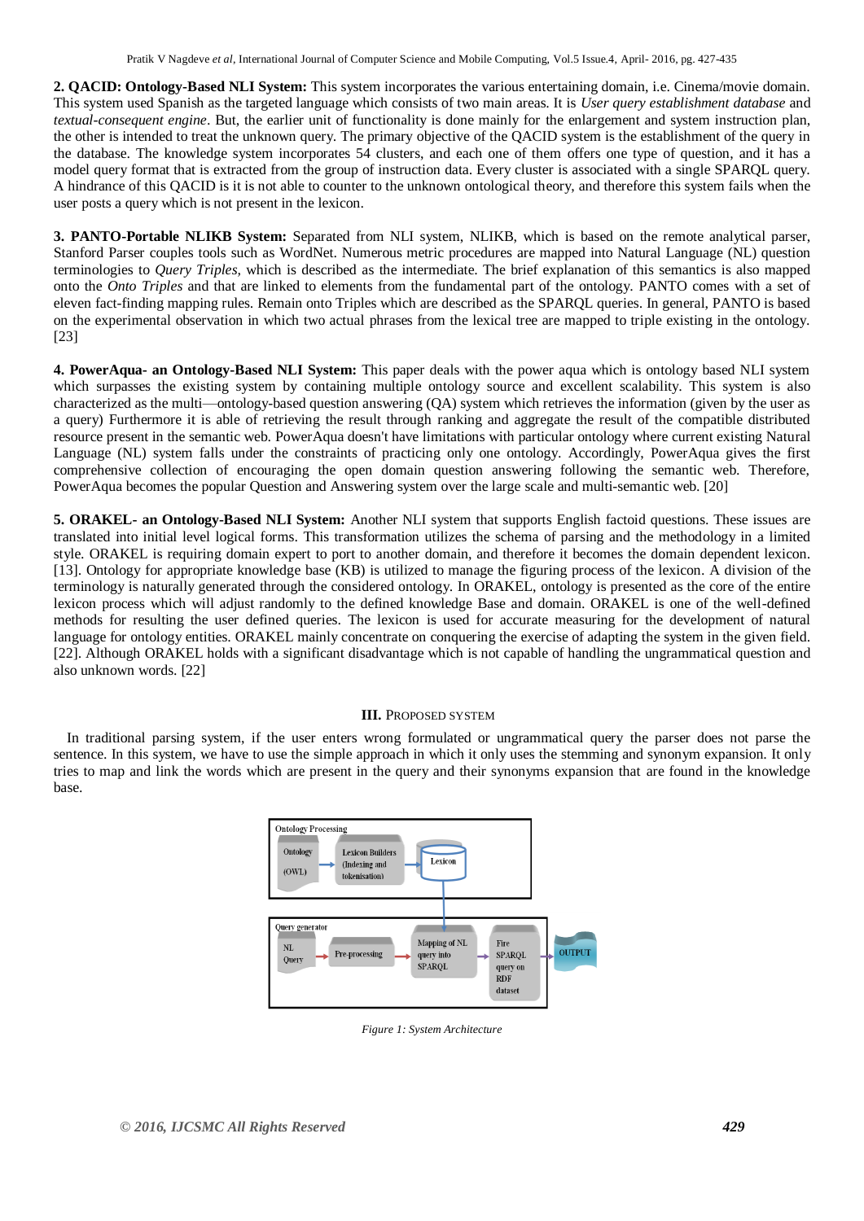**2. QACID: Ontology-Based NLI System:** This system incorporates the various entertaining domain, i.e. Cinema/movie domain. This system used Spanish as the targeted language which consists of two main areas. It is *User query establishment database* and *textual-consequent engine*. But, the earlier unit of functionality is done mainly for the enlargement and system instruction plan, the other is intended to treat the unknown query. The primary objective of the QACID system is the establishment of the query in the database. The knowledge system incorporates 54 clusters, and each one of them offers one type of question, and it has a model query format that is extracted from the group of instruction data. Every cluster is associated with a single SPARQL query. A hindrance of this QACID is it is not able to counter to the unknown ontological theory, and therefore this system fails when the user posts a query which is not present in the lexicon.

**3. PANTO-Portable NLIKB System:** Separated from NLI system, NLIKB, which is based on the remote analytical parser, Stanford Parser couples tools such as WordNet. Numerous metric procedures are mapped into Natural Language (NL) question terminologies to *Query Triples*, which is described as the intermediate. The brief explanation of this semantics is also mapped onto the *Onto Triples* and that are linked to elements from the fundamental part of the ontology. PANTO comes with a set of eleven fact-finding mapping rules. Remain onto Triples which are described as the SPARQL queries. In general, PANTO is based on the experimental observation in which two actual phrases from the lexical tree are mapped to triple existing in the ontology. [23]

**4. PowerAqua- an Ontology-Based NLI System:** This paper deals with the power aqua which is ontology based NLI system which surpasses the existing system by containing multiple ontology source and excellent scalability. This system is also characterized as the multi—ontology-based question answering (QA) system which retrieves the information (given by the user as a query) Furthermore it is able of retrieving the result through ranking and aggregate the result of the compatible distributed resource present in the semantic web. PowerAqua doesn't have limitations with particular ontology where current existing Natural Language (NL) system falls under the constraints of practicing only one ontology. Accordingly, PowerAqua gives the first comprehensive collection of encouraging the open domain question answering following the semantic web. Therefore, PowerAqua becomes the popular Question and Answering system over the large scale and multi-semantic web. [20]

**5. ORAKEL- an Ontology-Based NLI System:** Another NLI system that supports English factoid questions. These issues are translated into initial level logical forms. This transformation utilizes the schema of parsing and the methodology in a limited style. ORAKEL is requiring domain expert to port to another domain, and therefore it becomes the domain dependent lexicon. [13]. Ontology for appropriate knowledge base (KB) is utilized to manage the figuring process of the lexicon. A division of the terminology is naturally generated through the considered ontology. In ORAKEL, ontology is presented as the core of the entire lexicon process which will adjust randomly to the defined knowledge Base and domain. ORAKEL is one of the well-defined methods for resulting the user defined queries. The lexicon is used for accurate measuring for the development of natural language for ontology entities. ORAKEL mainly concentrate on conquering the exercise of adapting the system in the given field. [22]. Although ORAKEL holds with a significant disadvantage which is not capable of handling the ungrammatical question and also unknown words. [22]

## III. PROPOSED SYSTEM

In traditional parsing system, if the user enters wrong formulated or ungrammatical query the parser does not parse the sentence. In this system, we have to use the simple approach in which it only uses the stemming and synonym expansion. It only tries to map and link the words which are present in the query and their synonyms expansion that are found in the knowledge base.

Ontology Processing
Ontology (OWL)
Lexicon Builders (Indexing and tokenisation)
Lexicon
Query generator
NL Query
Pre-processing
Mapping of NL query into SPARQL
Fire SPARQL query on RDF dataset
OUTPUT

*Figure 1: System Architecture*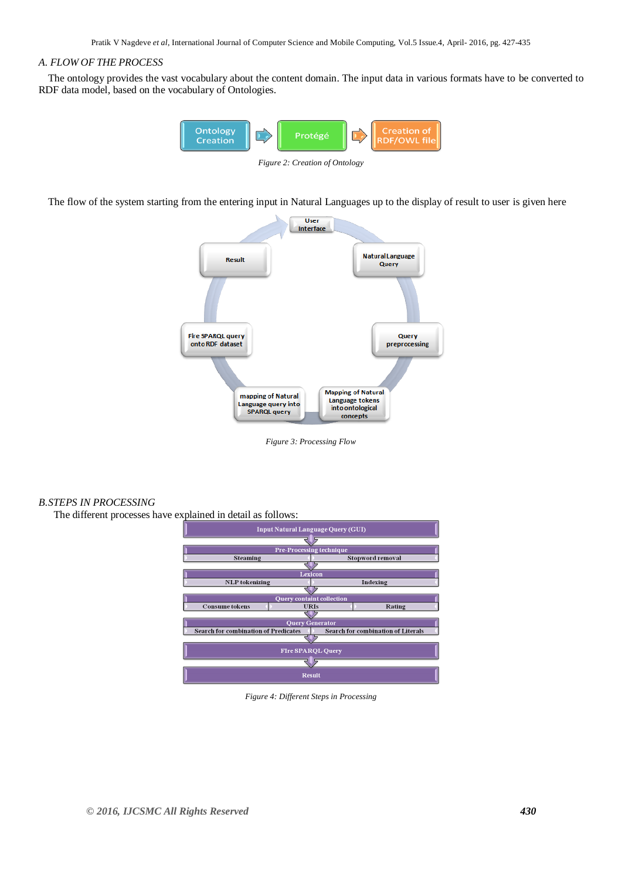### A. FLOW OF THE PROCESS

The ontology provides the vast vocabulary about the content domain. The input data in various formats have to be converted to RDF data model, based on the vocabulary of Ontologies.

Ontology Creation

Protégé

Creation of RDF/OWL file

*Figure 2: Creation of Ontology*

The flow of the system starting from the entering input in Natural Languages up to the display of result to user is given here

User Interface

Natural Language Query

Query preprocessing

Mapping of Natural Language tokens into ontological concepts

mapping of Natural Language query into SPARQL query

Fire SPARQL query onto RDF dataset

Result

*Figure 3: Processing Flow*

### B. STEPS IN PROCESSING

The different processes have explained in detail as follows:

Input Natural Language Query (GUI)

Pre-Processing technique

Steaming

Stopword removal

Lexicon

NLP tokenizing

Indexing

Query containt collection

Consume tokens

URIs

Rating

Query Generator

Search for combination of Predicates

Search for combination of Literals

FIre SPARQL Query

Result

*Figure 4: Different Steps in Processing*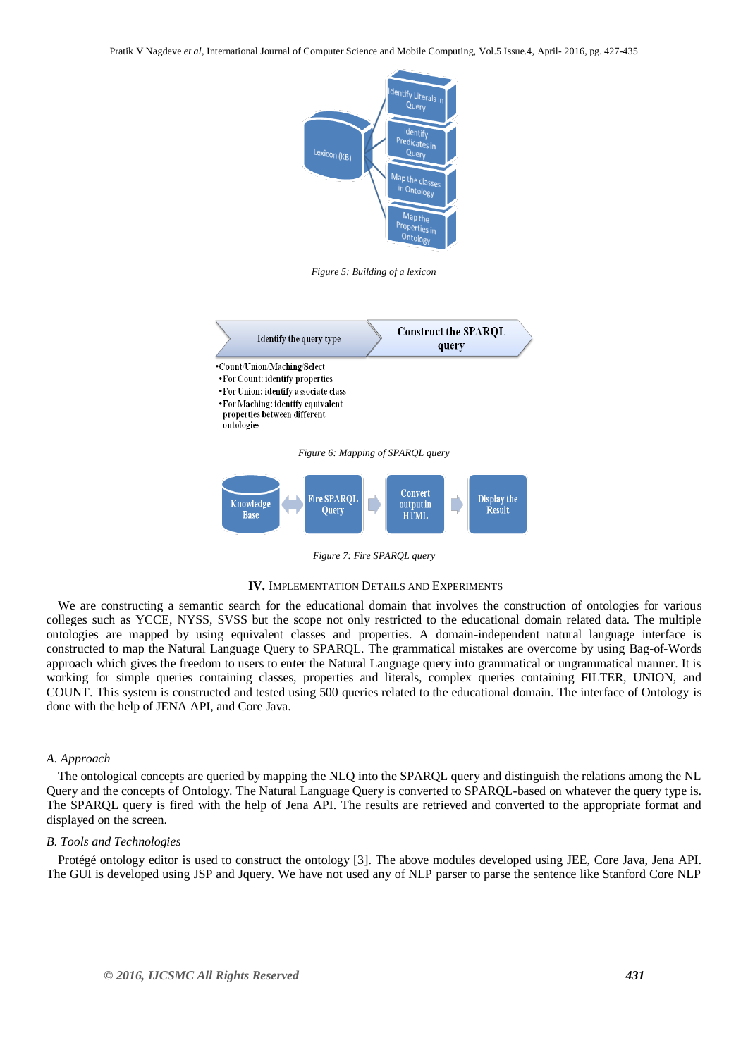Figure 5: Building of a lexicon

Identify the query type

Construct the SPARQL query

•Count/Union/Maching/Select
•For Count: identify properties
•For Union: identify associate class
•For Maching: identify equivalent properties between different ontologies

Figure 6: Mapping of SPARQL query

Knowledge Base

Fire SPARQL Query

Convert output in HTML

Display the Result

Figure 7: Fire SPARQL query

## IV. Implementation Details and Experiments

We are constructing a semantic search for the educational domain that involves the construction of ontologies for various colleges such as YCCE, NYSS, SVSS but the scope not only restricted to the educational domain related data. The multiple ontologies are mapped by using equivalent classes and properties. A domain-independent natural language interface is constructed to map the Natural Language Query to SPARQL. The grammatical mistakes are overcome by using Bag-of-Words approach which gives the freedom to users to enter the Natural Language query into grammatical or ungrammatical manner. It is working for simple queries containing classes, properties and literals, complex queries containing FILTER, UNION, and COUNT. This system is constructed and tested using 500 queries related to the educational domain. The interface of Ontology is done with the help of JENA API, and Core Java.

### *A. Approach*

The ontological concepts are queried by mapping the NLQ into the SPARQL query and distinguish the relations among the NL Query and the concepts of Ontology. The Natural Language Query is converted to SPARQL-based on whatever the query type is. The SPARQL query is fired with the help of Jena API. The results are retrieved and converted to the appropriate format and displayed on the screen.

### *B. Tools and Technologies*

Protégé ontology editor is used to construct the ontology [3]. The above modules developed using JEE, Core Java, Jena API. The GUI is developed using JSP and Jquery. We have not used any of NLP parser to parse the sentence like Stanford Core NLP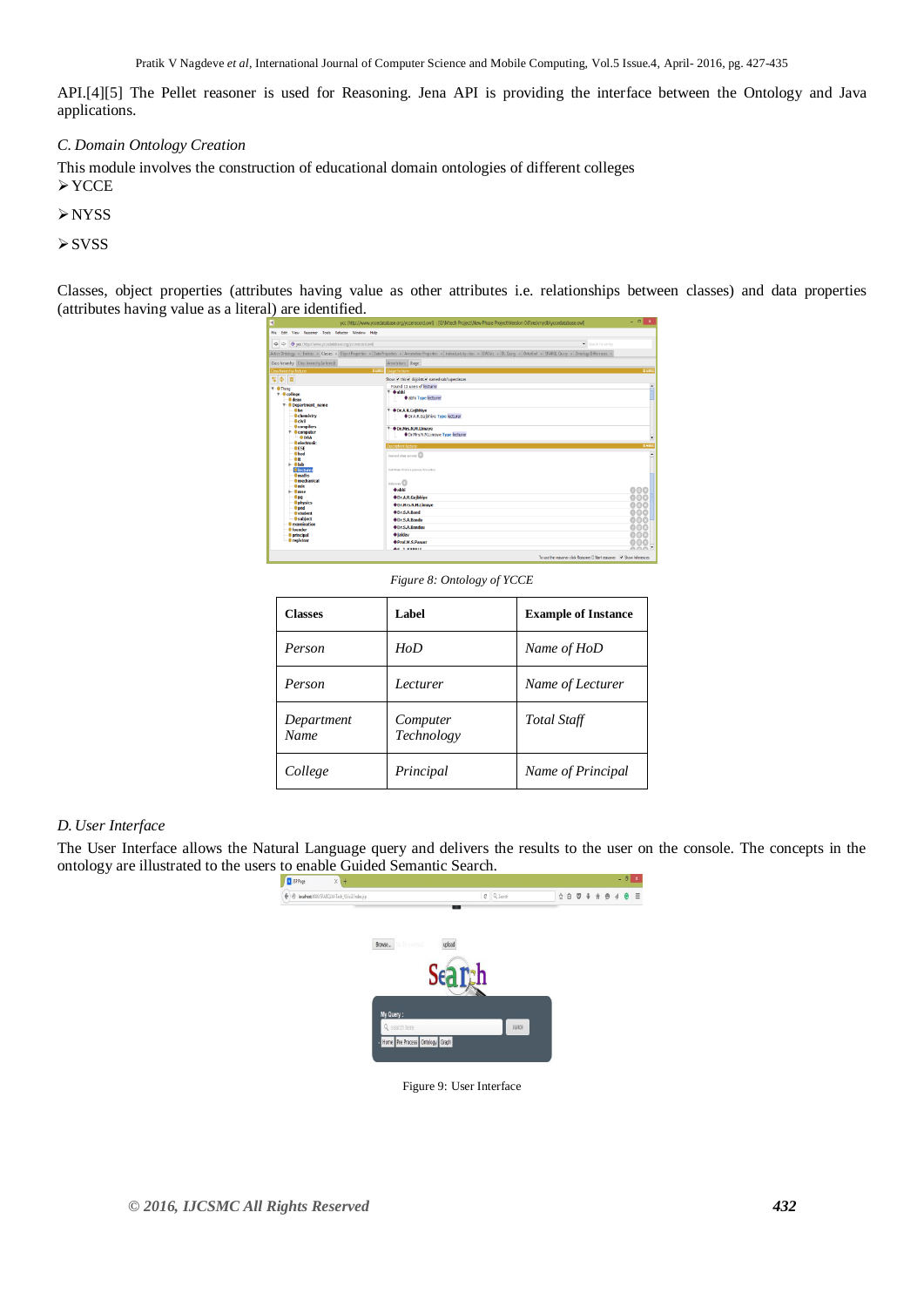API.[4][5] The Pellet reasoner is used for Reasoning. Jena API is providing the interface between the Ontology and Java applications.

### *C. Domain Ontology Creation*

This module involves the construction of educational domain ontologies of different colleges

- YCCE
- NYSS
- SVSS

Classes, object properties (attributes having value as other attributes i.e. relationships between classes) and data properties (attributes having value as a literal) are identified.

*Figure 8: Ontology of YCCE*

| **Classes** | **Label** | **Example of Instance** |
|---|---|---|
| *Person* | *HoD* | *Name of HoD* |
| *Person* | *Lecturer* | *Name of Lecturer* |
| *Department Name* | *Computer Technology* | *Total Staff* |
| *College* | *Principal* | *Name of Principal* |

### *D. User Interface*

The User Interface allows the Natural Language query and delivers the results to the user on the console. The concepts in the ontology are illustrated to the users to enable Guided Semantic Search.

Figure 9: User Interface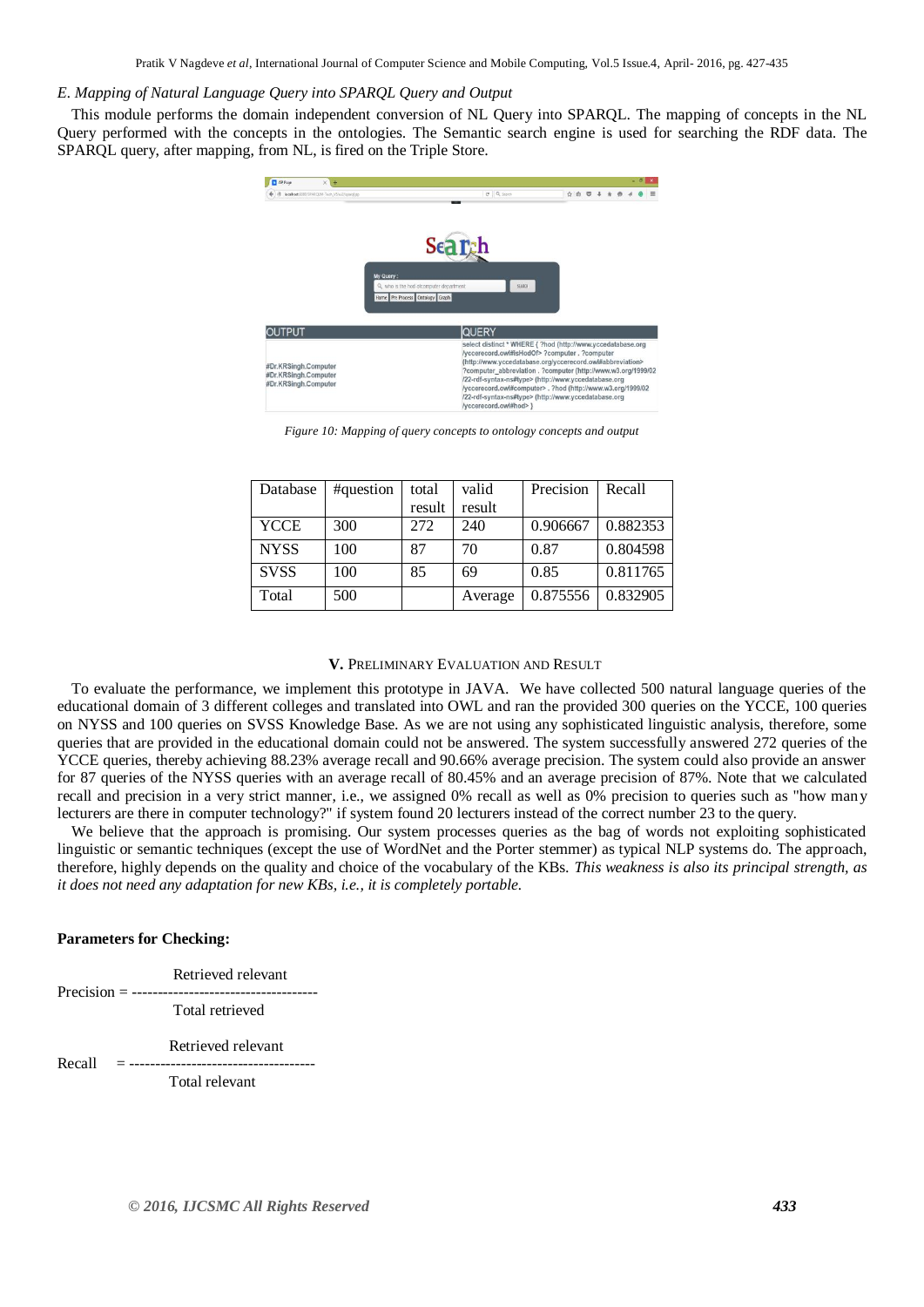*E. Mapping of Natural Language Query into SPARQL Query and Output*

This module performs the domain independent conversion of NL Query into SPARQL. The mapping of concepts in the NL Query performed with the concepts in the ontologies. The Semantic search engine is used for searching the RDF data. The SPARQL query, after mapping, from NL, is fired on the Triple Store.

*Figure 10: Mapping of query concepts to ontology concepts and output*

| Database | #question | total result | valid result | Precision | Recall |
|---|---|---|---|---|---|
| YCCE | 300 | 272 | 240 | 0.906667 | 0.882353 |
| NYSS | 100 | 87 | 70 | 0.87 | 0.804598 |
| SVSS | 100 | 85 | 69 | 0.85 | 0.811765 |
| Total | 500 | | Average | 0.875556 | 0.832905 |

## V. Preliminary Evaluation and Result

To evaluate the performance, we implement this prototype in JAVA. We have collected 500 natural language queries of the educational domain of 3 different colleges and translated into OWL and ran the provided 300 queries on the YCCE, 100 queries on NYSS and 100 queries on SVSS Knowledge Base. As we are not using any sophisticated linguistic analysis, therefore, some queries that are provided in the educational domain could not be answered. The system successfully answered 272 queries of the YCCE queries, thereby achieving 88.23% average recall and 90.66% average precision. The system could also provide an answer for 87 queries of the NYSS queries with an average recall of 80.45% and an average precision of 87%. Note that we calculated recall and precision in a very strict manner, i.e., we assigned 0% recall as well as 0% precision to queries such as "how many lecturers are there in computer technology?" if system found 20 lecturers instead of the correct number 23 to the query.

We believe that the approach is promising. Our system processes queries as the bag of words not exploiting sophisticated linguistic or semantic techniques (except the use of WordNet and the Porter stemmer) as typical NLP systems do. The approach, therefore, highly depends on the quality and choice of the vocabulary of the KBs. *This weakness is also its principal strength, as it does not need any adaptation for new KBs, i.e., it is completely portable.*

**Parameters for Checking:**

$$\text{Precision} = \frac{\text{Retrieved relevant}}{\text{Total retrieved}}$$

$$\text{Recall} = \frac{\text{Retrieved relevant}}{\text{Total relevant}}$$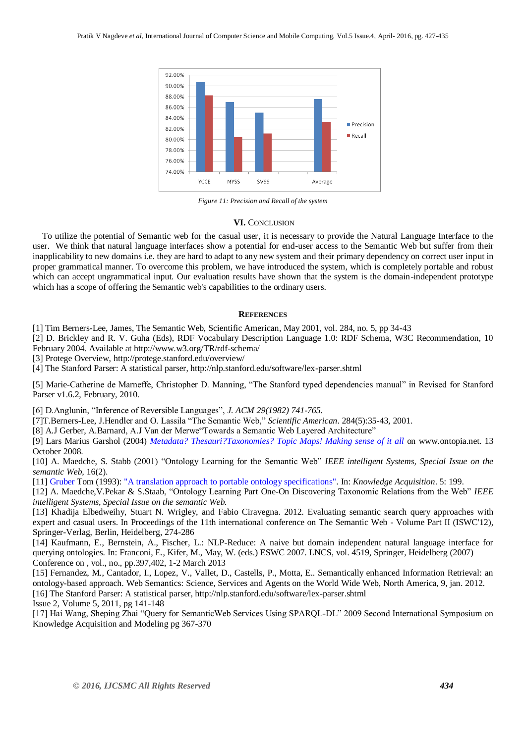92.00%
90.00%
88.00%
86.00%
84.00%
82.00%
80.00%
78.00%
76.00%
74.00%

YCCE NYSS SVSS Average

Precision
Recall

*Figure 11: Precision and Recall of the system*

## VI. Conclusion

To utilize the potential of Semantic web for the casual user, it is necessary to provide the Natural Language Interface to the user. We think that natural language interfaces show a potential for end-user access to the Semantic Web but suffer from their inapplicability to new domains i.e. they are hard to adapt to any new system and their primary dependency on correct user input in proper grammatical manner. To overcome this problem, we have introduced the system, which is completely portable and robust which can accept ungrammatical input. Our evaluation results have shown that the system is the domain-independent prototype which has a scope of offering the Semantic web's capabilities to the ordinary users.

## References

[1] Tim Berners-Lee, James, The Semantic Web, Scientific American, May 2001, vol. 284, no. 5, pp 34-43

[2] D. Brickley and R. V. Guha (Eds), RDF Vocabulary Description Language 1.0: RDF Schema, W3C Recommendation, 10 February 2004. Available at http://www.w3.org/TR/rdf-schema/

[3] Protege Overview, http://protege.stanford.edu/overview/

[4] The Stanford Parser: A statistical parser, http://nlp.stanford.edu/software/lex-parser.shtml

[5] Marie-Catherine de Marneffe, Christopher D. Manning, "The Stanford typed dependencies manual" in Revised for Stanford Parser v1.6.2, February, 2010.

[6] D.Anglunin, "Inference of Reversible Languages", *J. ACM 29(1982) 741-765.*

[7]T.Berners-Lee, J.Hendler and O. Lassila "The Semantic Web," *Scientific American*. 284(5):35-43, 2001.

[8] A.J Gerber, A.Barnard, A.J Van der Merwe"Towards a Semantic Web Layered Architecture"

[9] Lars Marius Garshol (2004) *Metadata? Thesauri?Taxonomies? Topic Maps! Making sense of it all* on www.ontopia.net. 13 October 2008.

[10] A. Maedche, S. Stabb (2001) "Ontology Learning for the Semantic Web" *IEEE intelligent Systems, Special Issue on the semantic Web,* 16(2).

[11] Gruber Tom (1993): "A translation approach to portable ontology specifications". In: *Knowledge Acquisition*. 5: 199.

[12] A. Maedche,V.Pekar & S.Staab, "Ontology Learning Part One-On Discovering Taxonomic Relations from the Web" *IEEE intelligent Systems, Special Issue on the semantic Web.*

[13] Khadija Elbedweihy, Stuart N. Wrigley, and Fabio Ciravegna. 2012. Evaluating semantic search query approaches with expert and casual users. In Proceedings of the 11th international conference on The Semantic Web - Volume Part II (ISWC'12), Springer-Verlag, Berlin, Heidelberg, 274-286

[14] Kaufmann, E., Bernstein, A., Fischer, L.: NLP-Reduce: A naive but domain independent natural language interface for querying ontologies. In: Franconi, E., Kifer, M., May, W. (eds.) ESWC 2007. LNCS, vol. 4519, Springer, Heidelberg (2007) Conference on , vol., no., pp.397,402, 1-2 March 2013

[15] Fernandez, M., Cantador, I., Lopez, V., Vallet, D., Castells, P., Motta, E.. Semantically enhanced Information Retrieval: an ontology-based approach. Web Semantics: Science, Services and Agents on the World Wide Web, North America, 9, jan. 2012.

[16] The Stanford Parser: A statistical parser, http://nlp.stanford.edu/software/lex-parser.shtml Issue 2, Volume 5, 2011, pg 141-148

[17] Hai Wang, Sheping Zhai "Query for SemanticWeb Services Using SPARQL-DL" 2009 Second International Symposium on Knowledge Acquisition and Modeling pg 367-370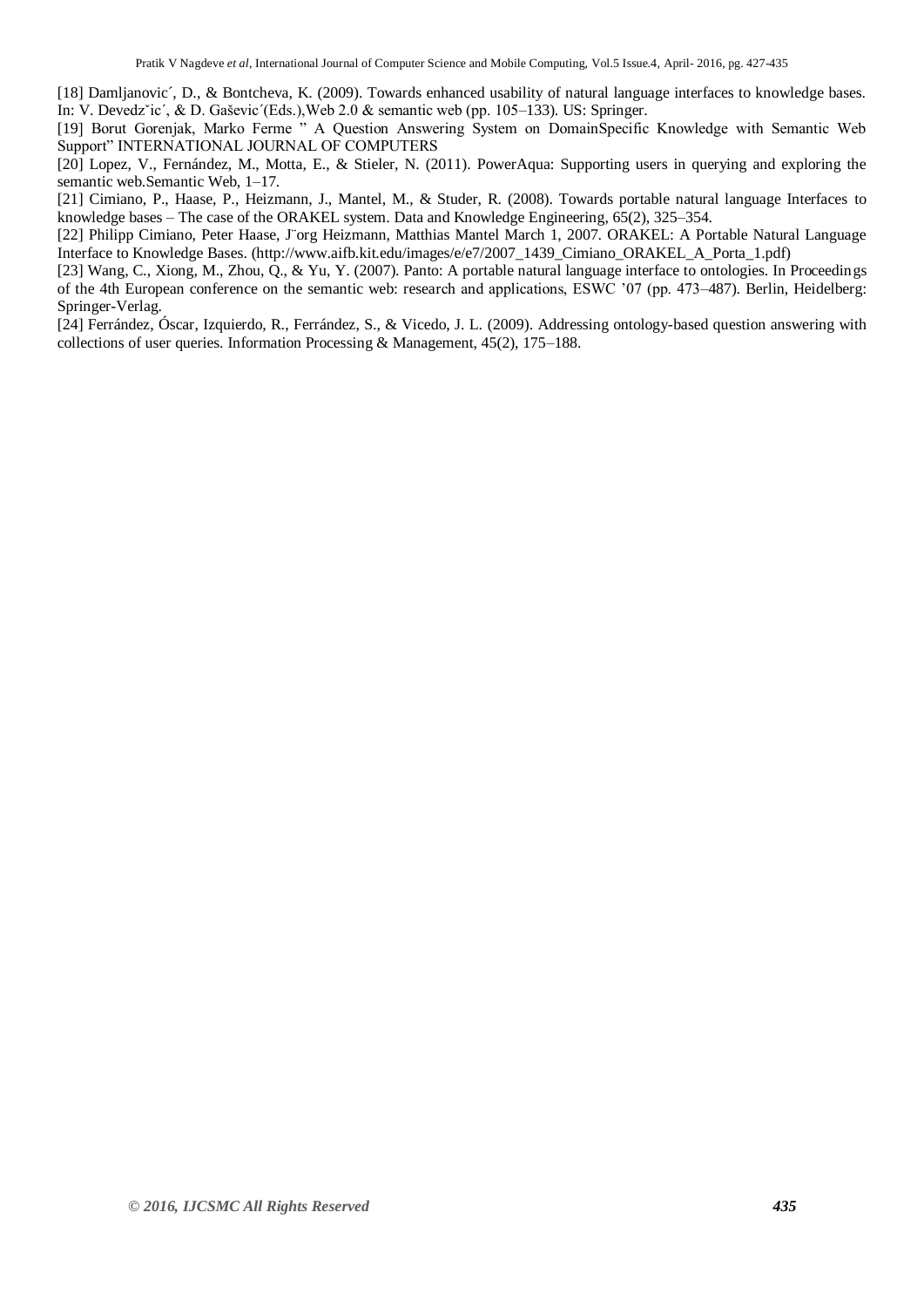[18] Damljanovic´, D., & Bontcheva, K. (2009). Towards enhanced usability of natural language interfaces to knowledge bases. In: V. Devedzˇic´, & D. Gaševic´(Eds.),Web 2.0 & semantic web (pp. 105–133). US: Springer.

[19] Borut Gorenjak, Marko Ferme " A Question Answering System on DomainSpecific Knowledge with Semantic Web Support" INTERNATIONAL JOURNAL OF COMPUTERS

[20] Lopez, V., Fernández, M., Motta, E., & Stieler, N. (2011). PowerAqua: Supporting users in querying and exploring the semantic web.Semantic Web, 1–17.

[21] Cimiano, P., Haase, P., Heizmann, J., Mantel, M., & Studer, R. (2008). Towards portable natural language Interfaces to knowledge bases – The case of the ORAKEL system. Data and Knowledge Engineering, 65(2), 325–354.

[22] Philipp Cimiano, Peter Haase, J¨org Heizmann, Matthias Mantel March 1, 2007. ORAKEL: A Portable Natural Language Interface to Knowledge Bases. (http://www.aifb.kit.edu/images/e/e7/2007_1439_Cimiano_ORAKEL_A_Porta_1.pdf)

[23] Wang, C., Xiong, M., Zhou, Q., & Yu, Y. (2007). Panto: A portable natural language interface to ontologies. In Proceedings of the 4th European conference on the semantic web: research and applications, ESWC '07 (pp. 473–487). Berlin, Heidelberg: Springer-Verlag.

[24] Ferrández, Óscar, Izquierdo, R., Ferrández, S., & Vicedo, J. L. (2009). Addressing ontology-based question answering with collections of user queries. Information Processing & Management, 45(2), 175–188.